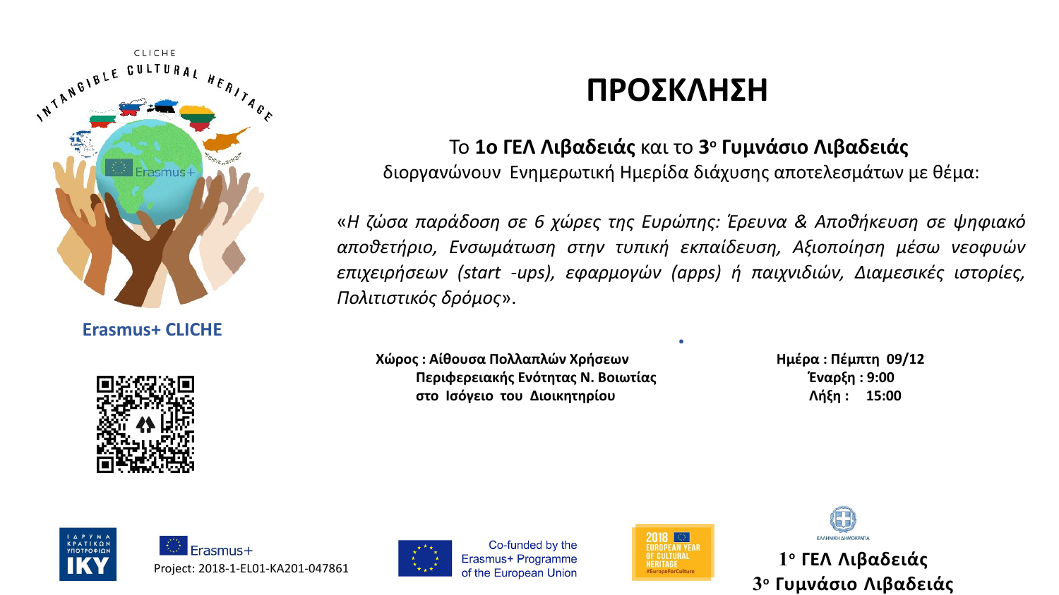# ΠΡΟΣΚΛΗΣΗ

Το **1ο ΓΕΛ Λιβαδειάς** και το **3ο Γυμνάσιο Λιβαδειάς**
διοργανώνουν Ενημερωτική Ημερίδα διάχυσης αποτελεσμάτων με θέμα:

*«Η ζώσα παράδοση σε 6 χώρες της Ευρώπης: Έρευνα & Αποθήκευση σε ψηφιακό αποθετήριο, Ενσωμάτωση στην τυπική εκπαίδευση, Αξιοποίηση μέσω νεοφυών επιχειρήσεων (start -ups), εφαρμογών (apps) ή παιχνιδιών, Διαμεσικές ιστορίες, Πολιτιστικός δρόμος».*

**Χώρος : Αίθουσα Πολλαπλών Χρήσεων Περιφερειακής Ενότητας Ν. Βοιωτίας στο Ισόγειο του Διοικητηρίου**

**Ημέρα : Πέμπτη 09/12**
**Έναρξη : 9:00**
**Λήξη : 15:00**

CLICHE
INTANGIBLE CULTURAL HERITAGE

**Erasmus+ CLICHE**

Erasmus+
Project: 2018-1-EL01-KA201-047861

Co-funded by the Erasmus+ Programme of the European Union

2018 EUROPEAN YEAR OF CULTURAL HERITAGE #EuropeForCulture

ΕΛΛΗΝΙΚΗ ΔΗΜΟΚΡΑΤΙΑ

**1ο ΓΕΛ Λιβαδειάς**
**3ο Γυμνάσιο Λιβαδειάς**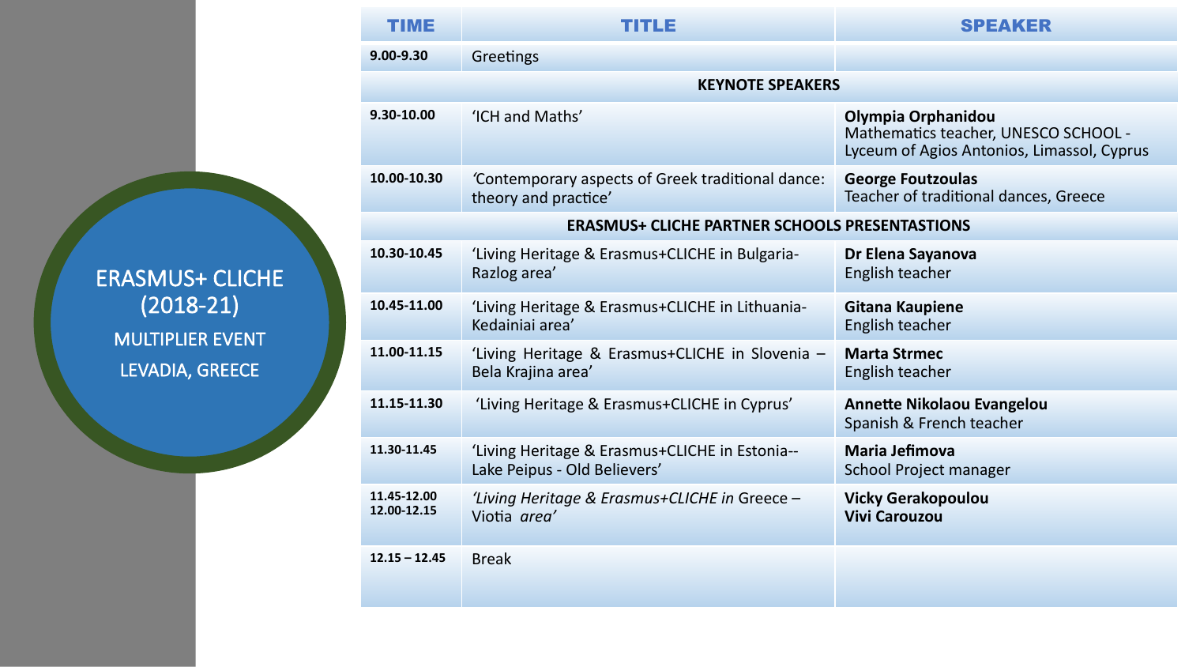ERASMUS+ CLICHE (2018-21)

MULTIPLIER EVENT

LEVADIA, GREECE

| TIME | TITLE | SPEAKER |
| --- | --- | --- |
| 9.00-9.30 | Greetings | |
| | **KEYNOTE SPEAKERS** | |
| 9.30-10.00 | 'ICH and Maths' | **Olympia Orphanidou** Mathematics teacher, UNESCO SCHOOL - Lyceum of Agios Antonios, Limassol, Cyprus |
| 10.00-10.30 | 'Contemporary aspects of Greek traditional dance: theory and practice' | **George Foutzoulas** Teacher of traditional dances, Greece |
| | **ERASMUS+ CLICHE PARTNER SCHOOLS PRESENTASTIONS** | |
| 10.30-10.45 | 'Living Heritage & Erasmus+CLICHE in Bulgaria-Razlog area' | **Dr Elena Sayanova** English teacher |
| 10.45-11.00 | 'Living Heritage & Erasmus+CLICHE in Lithuania-Kedainiai area' | **Gitana Kaupiene** English teacher |
| 11.00-11.15 | 'Living Heritage & Erasmus+CLICHE in Slovenia – Bela Krajina area' | **Marta Strmec** English teacher |
| 11.15-11.30 | 'Living Heritage & Erasmus+CLICHE in Cyprus' | **Annette Nikolaou Evangelou** Spanish & French teacher |
| 11.30-11.45 | 'Living Heritage & Erasmus+CLICHE in Estonia-- Lake Peipus - Old Believers' | **Maria Jefimova** School Project manager |
| 11.45-12.00 12.00-12.15 | *'Living Heritage & Erasmus+CLICHE in* Greece – Viotia *area'* | **Vicky Gerakopoulou** **Vivi Carouzou** |
| 12.15 – 12.45 | Break | |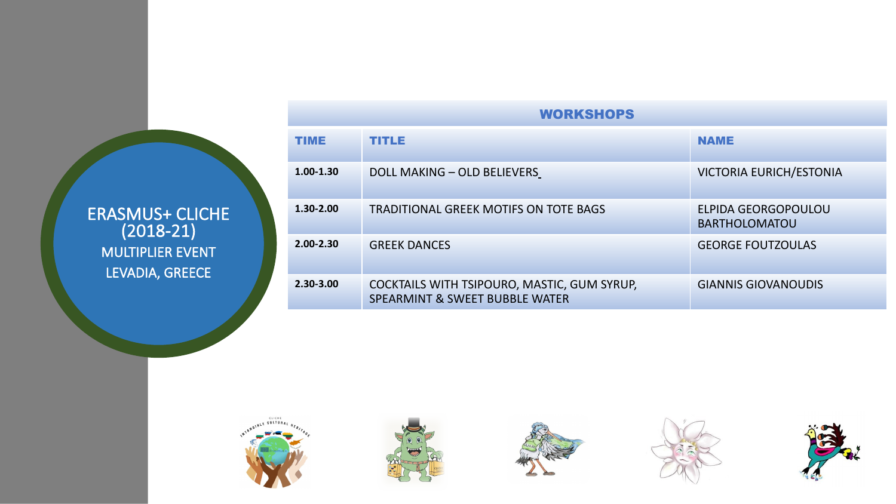ERASMUS+ CLICHE (2018-21)

MULTIPLIER EVENT

LEVADIA, GREECE

| WORKSHOPS | | |
|---|---|---|
| **TIME** | **TITLE** | **NAME** |
| **1.00-1.30** | DOLL MAKING – OLD BELIEVERS | VICTORIA EURICH/ESTONIA |
| **1.30-2.00** | TRADITIONAL GREEK MOTIFS ON TOTE BAGS | ELPIDA GEORGOPOULOU BARTHOLOMATOU |
| **2.00-2.30** | GREEK DANCES | GEORGE FOUTZOULAS |
| **2.30-3.00** | COCKTAILS WITH TSIPOURO, MASTIC, GUM SYRUP, SPEARMINT & SWEET BUBBLE WATER | GIANNIS GIOVANOUDIS |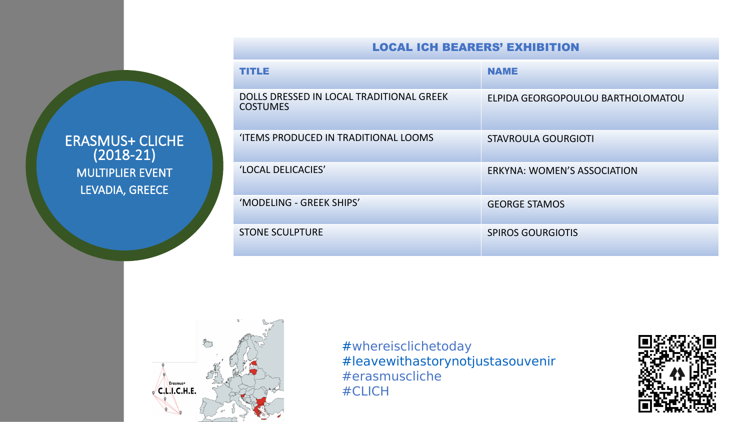ERASMUS+ CLICHE (2018-21)
MULTIPLIER EVENT
LEVADIA, GREECE

| LOCAL ICH BEARERS' EXHIBITION | |
|---|---|
| **TITLE** | **NAME** |
| DOLLS DRESSED IN LOCAL TRADITIONAL GREEK COSTUMES | ELPIDA GEORGOPOULOU BARTHOLOMATOU |
| 'ITEMS PRODUCED IN TRADITIONAL LOOMS | STAVROULA GOURGIOTI |
| 'LOCAL DELICACIES' | ERKYNA: WOMEN'S ASSOCIATION |
| 'MODELING - GREEK SHIPS' | GEORGE STAMOS |
| STONE SCULPTURE | SPIROS GOURGIOTIS |

#whereisclichetoday
#leavewithastorynotjustasouvenir
#erasmuscliche
#CLICH